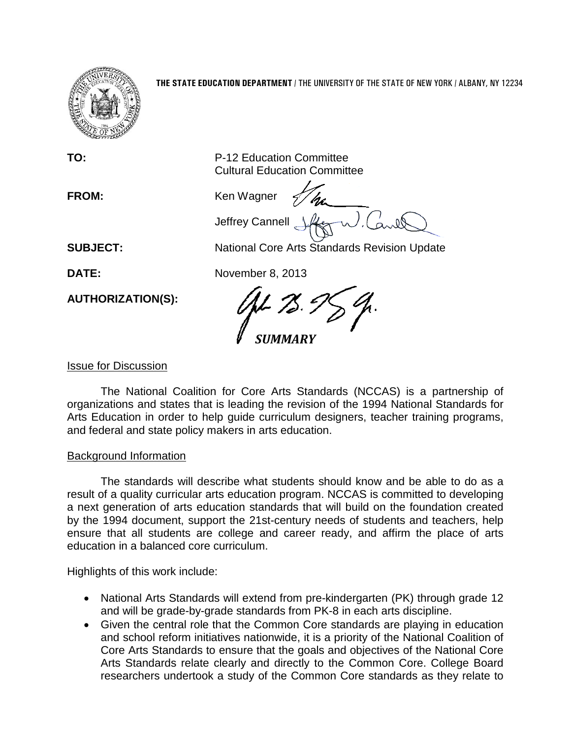**THE STATE EDUCATION DEPARTMENT** / THE UNIVERSITY OF THE STATE OF NEW YORK / ALBANY, NY 12234

**TO:** P-12 Education Committee
Cultural Education Committee

**FROM:** Ken Wagner
Jeffrey Cannell

**SUBJECT:** National Core Arts Standards Revision Update

**DATE:** November 8, 2013

**AUTHORIZATION(S):**

## *SUMMARY*

Issue for Discussion

The National Coalition for Core Arts Standards (NCCAS) is a partnership of organizations and states that is leading the revision of the 1994 National Standards for Arts Education in order to help guide curriculum designers, teacher training programs, and federal and state policy makers in arts education.

Background Information

The standards will describe what students should know and be able to do as a result of a quality curricular arts education program. NCCAS is committed to developing a next generation of arts education standards that will build on the foundation created by the 1994 document, support the 21st-century needs of students and teachers, help ensure that all students are college and career ready, and affirm the place of arts education in a balanced core curriculum.

Highlights of this work include:

- National Arts Standards will extend from pre-kindergarten (PK) through grade 12 and will be grade-by-grade standards from PK-8 in each arts discipline.
- Given the central role that the Common Core standards are playing in education and school reform initiatives nationwide, it is a priority of the National Coalition of Core Arts Standards to ensure that the goals and objectives of the National Core Arts Standards relate clearly and directly to the Common Core. College Board researchers undertook a study of the Common Core standards as they relate to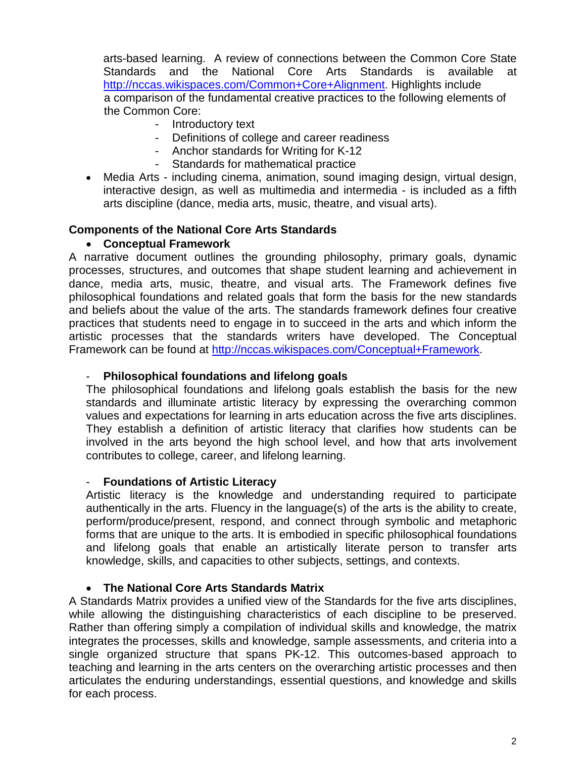arts-based learning. A review of connections between the Common Core State Standards and the National Core Arts Standards is available at http://nccas.wikispaces.com/Common+Core+Alignment. Highlights include a comparison of the fundamental creative practices to the following elements of the Common Core:

- Introductory text
- Definitions of college and career readiness
- Anchor standards for Writing for K-12
- Standards for mathematical practice

- Media Arts - including cinema, animation, sound imaging design, virtual design, interactive design, as well as multimedia and intermedia - is included as a fifth arts discipline (dance, media arts, music, theatre, and visual arts).

**Components of the National Core Arts Standards**

- **Conceptual Framework**

A narrative document outlines the grounding philosophy, primary goals, dynamic processes, structures, and outcomes that shape student learning and achievement in dance, media arts, music, theatre, and visual arts. The Framework defines five philosophical foundations and related goals that form the basis for the new standards and beliefs about the value of the arts. The standards framework defines four creative practices that students need to engage in to succeed in the arts and which inform the artistic processes that the standards writers have developed. The Conceptual Framework can be found at http://nccas.wikispaces.com/Conceptual+Framework.

- **Philosophical foundations and lifelong goals**

The philosophical foundations and lifelong goals establish the basis for the new standards and illuminate artistic literacy by expressing the overarching common values and expectations for learning in arts education across the five arts disciplines. They establish a definition of artistic literacy that clarifies how students can be involved in the arts beyond the high school level, and how that arts involvement contributes to college, career, and lifelong learning.

- **Foundations of Artistic Literacy**

Artistic literacy is the knowledge and understanding required to participate authentically in the arts. Fluency in the language(s) of the arts is the ability to create, perform/produce/present, respond, and connect through symbolic and metaphoric forms that are unique to the arts. It is embodied in specific philosophical foundations and lifelong goals that enable an artistically literate person to transfer arts knowledge, skills, and capacities to other subjects, settings, and contexts.

- **The National Core Arts Standards Matrix**

A Standards Matrix provides a unified view of the Standards for the five arts disciplines, while allowing the distinguishing characteristics of each discipline to be preserved. Rather than offering simply a compilation of individual skills and knowledge, the matrix integrates the processes, skills and knowledge, sample assessments, and criteria into a single organized structure that spans PK-12. This outcomes-based approach to teaching and learning in the arts centers on the overarching artistic processes and then articulates the enduring understandings, essential questions, and knowledge and skills for each process.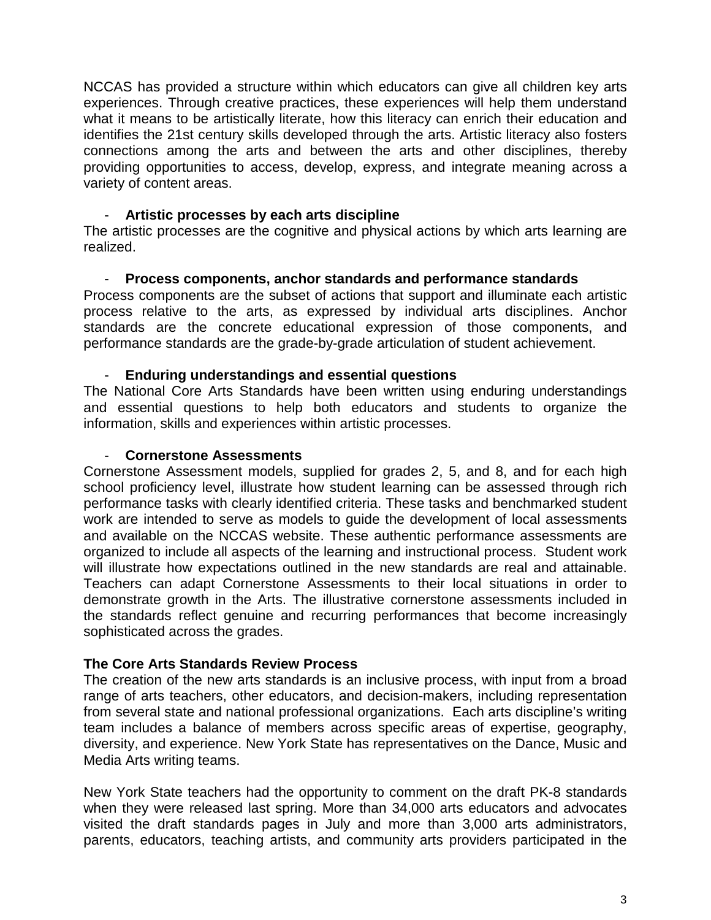NCCAS has provided a structure within which educators can give all children key arts experiences. Through creative practices, these experiences will help them understand what it means to be artistically literate, how this literacy can enrich their education and identifies the 21st century skills developed through the arts. Artistic literacy also fosters connections among the arts and between the arts and other disciplines, thereby providing opportunities to access, develop, express, and integrate meaning across a variety of content areas.

- **Artistic processes by each arts discipline**

The artistic processes are the cognitive and physical actions by which arts learning are realized.

- **Process components, anchor standards and performance standards**

Process components are the subset of actions that support and illuminate each artistic process relative to the arts, as expressed by individual arts disciplines. Anchor standards are the concrete educational expression of those components, and performance standards are the grade-by-grade articulation of student achievement.

- **Enduring understandings and essential questions**

The National Core Arts Standards have been written using enduring understandings and essential questions to help both educators and students to organize the information, skills and experiences within artistic processes.

- **Cornerstone Assessments**

Cornerstone Assessment models, supplied for grades 2, 5, and 8, and for each high school proficiency level, illustrate how student learning can be assessed through rich performance tasks with clearly identified criteria. These tasks and benchmarked student work are intended to serve as models to guide the development of local assessments and available on the NCCAS website. These authentic performance assessments are organized to include all aspects of the learning and instructional process. Student work will illustrate how expectations outlined in the new standards are real and attainable. Teachers can adapt Cornerstone Assessments to their local situations in order to demonstrate growth in the Arts. The illustrative cornerstone assessments included in the standards reflect genuine and recurring performances that become increasingly sophisticated across the grades.

**The Core Arts Standards Review Process**

The creation of the new arts standards is an inclusive process, with input from a broad range of arts teachers, other educators, and decision-makers, including representation from several state and national professional organizations. Each arts discipline's writing team includes a balance of members across specific areas of expertise, geography, diversity, and experience. New York State has representatives on the Dance, Music and Media Arts writing teams.

New York State teachers had the opportunity to comment on the draft PK-8 standards when they were released last spring. More than 34,000 arts educators and advocates visited the draft standards pages in July and more than 3,000 arts administrators, parents, educators, teaching artists, and community arts providers participated in the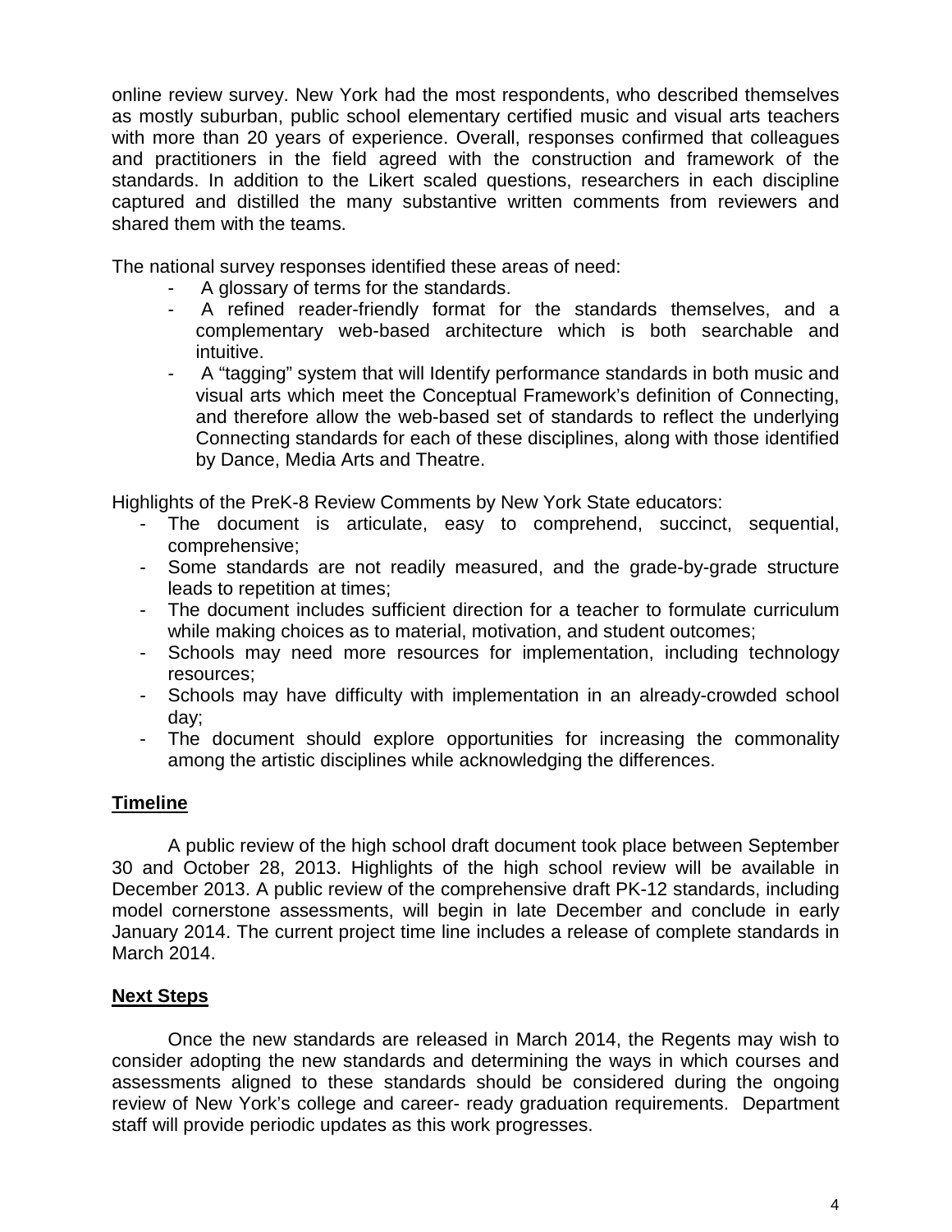online review survey. New York had the most respondents, who described themselves as mostly suburban, public school elementary certified music and visual arts teachers with more than 20 years of experience. Overall, responses confirmed that colleagues and practitioners in the field agreed with the construction and framework of the standards. In addition to the Likert scaled questions, researchers in each discipline captured and distilled the many substantive written comments from reviewers and shared them with the teams.

The national survey responses identified these areas of need:

- A glossary of terms for the standards.
- A refined reader-friendly format for the standards themselves, and a complementary web-based architecture which is both searchable and intuitive.
- A "tagging" system that will Identify performance standards in both music and visual arts which meet the Conceptual Framework's definition of Connecting, and therefore allow the web-based set of standards to reflect the underlying Connecting standards for each of these disciplines, along with those identified by Dance, Media Arts and Theatre.

Highlights of the PreK-8 Review Comments by New York State educators:

- The document is articulate, easy to comprehend, succinct, sequential, comprehensive;
- Some standards are not readily measured, and the grade-by-grade structure leads to repetition at times;
- The document includes sufficient direction for a teacher to formulate curriculum while making choices as to material, motivation, and student outcomes;
- Schools may need more resources for implementation, including technology resources;
- Schools may have difficulty with implementation in an already-crowded school day;
- The document should explore opportunities for increasing the commonality among the artistic disciplines while acknowledging the differences.

## Timeline

A public review of the high school draft document took place between September 30 and October 28, 2013. Highlights of the high school review will be available in December 2013. A public review of the comprehensive draft PK-12 standards, including model cornerstone assessments, will begin in late December and conclude in early January 2014. The current project time line includes a release of complete standards in March 2014.

## Next Steps

Once the new standards are released in March 2014, the Regents may wish to consider adopting the new standards and determining the ways in which courses and assessments aligned to these standards should be considered during the ongoing review of New York's college and career- ready graduation requirements. Department staff will provide periodic updates as this work progresses.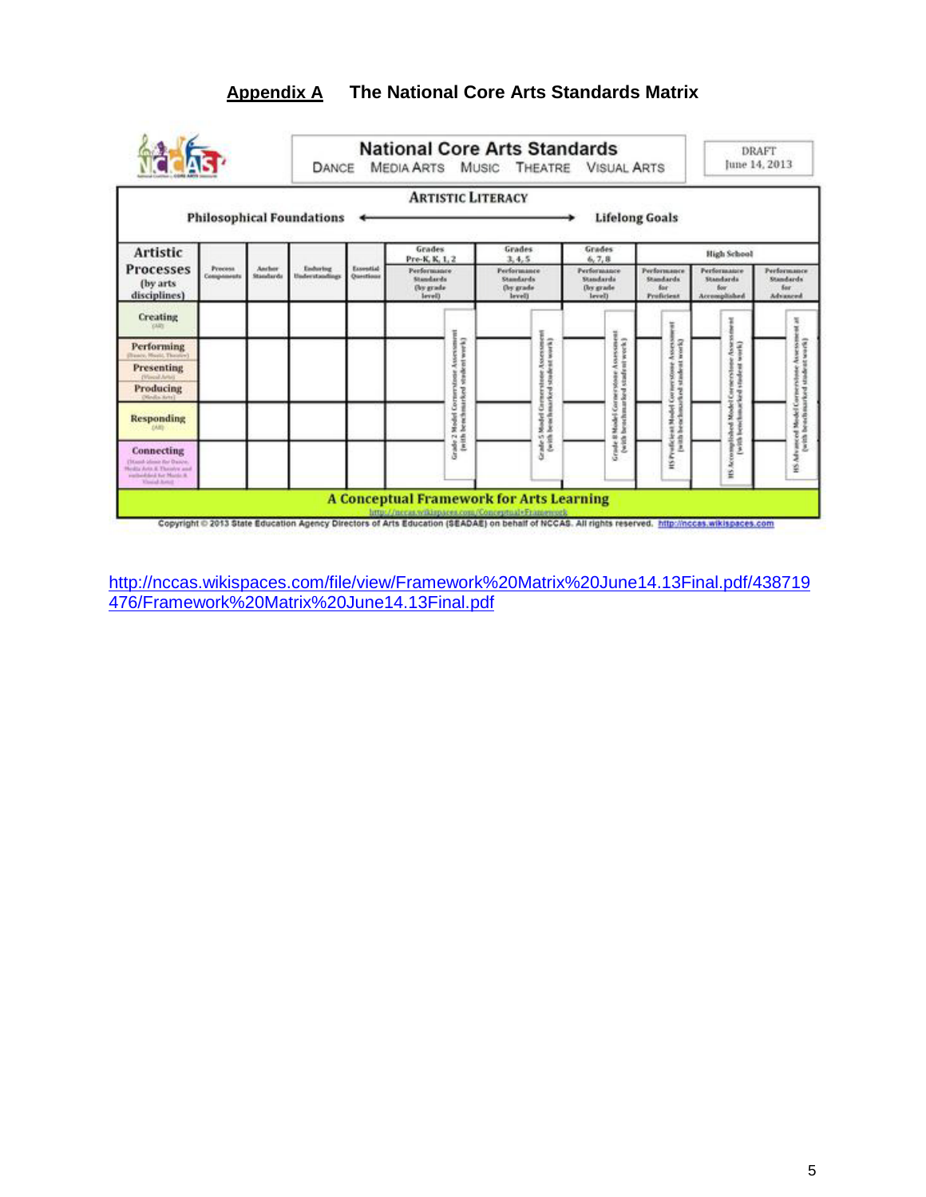## Appendix A The National Core Arts Standards Matrix

**National Core Arts Standards**

DANCE MEDIA ARTS MUSIC THEATRE VISUAL ARTS

DRAFT
June 14, 2013

**ARTISTIC LITERACY**

Philosophical Foundations ← → Lifelong Goals

| Artistic Processes (by arts disciplines) | Process Components | Anchor Standards | Enduring Understandings | Essential Questions | Grades Pre-K, K, 1, 2 Performance Standards (by grade level) | Grades 3, 4, 5 Performance Standards (by grade level) | Grades 6, 7, 8 Performance Standards (by grade level) | High School Performance Standards for Proficient | High School Performance Standards for Accomplished | High School Performance Standards for Advanced |
|---|---|---|---|---|---|---|---|---|---|---|
| Creating (All) | | | | | Grade 2 Model Cornerstone Assessment (with benchmarked student work) | Grade 5 Model Cornerstone Assessment (with benchmarked student work) | Grade 8 Model Cornerstone Assessment (with benchmarked student work) | HS Proficient Model Cornerstone Assessment (with benchmarked student work) | HS Accomplished Model Cornerstone Assessment (with benchmarked student work) | HS Advanced Model Cornerstone Assessment at (with benchmarked student work) |
| Performing (Dance, Music, Theatre) / Presenting (Visual Arts) / Producing (Media Arts) | | | | | | | | | | |
| Responding (All) | | | | | | | | | | |
| Connecting (Stand-alone for Dance, Media Arts & Theatre and embedded for Music & Visual Arts) | | | | | | | | | | |

**A Conceptual Framework for Arts Learning**
http://nccas.wikispaces.com/Conceptual+Framework

Copyright © 2013 State Education Agency Directors of Arts Education (SEADAE) on behalf of NCCAS. All rights reserved. http://nccas.wikispaces.com

http://nccas.wikispaces.com/file/view/Framework%20Matrix%20June14.13Final.pdf/438719476/Framework%20Matrix%20June14.13Final.pdf